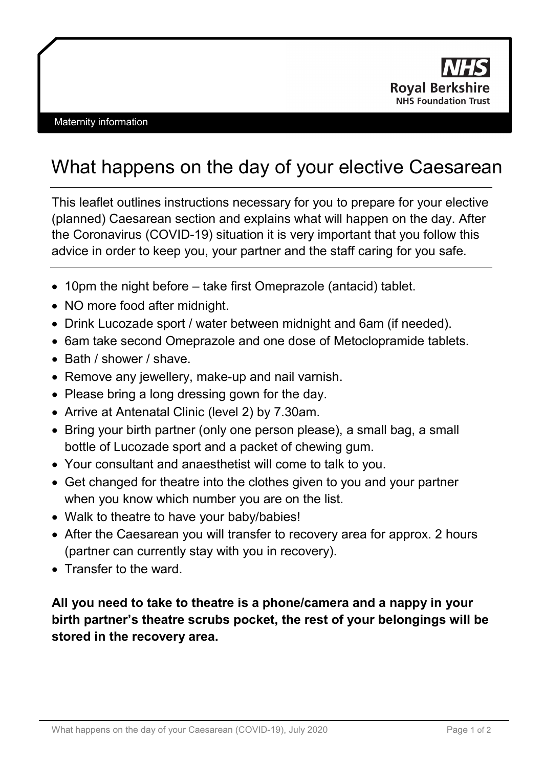Maternity information

# What happens on the day of your elective Caesarean

This leaflet outlines instructions necessary for you to prepare for your elective (planned) Caesarean section and explains what will happen on the day. After the Coronavirus (COVID-19) situation it is very important that you follow this advice in order to keep you, your partner and the staff caring for you safe.

- 10pm the night before – take first Omeprazole (antacid) tablet.
- NO more food after midnight.
- Drink Lucozade sport / water between midnight and 6am (if needed).
- 6am take second Omeprazole and one dose of Metoclopramide tablets.
- Bath / shower / shave.
- Remove any jewellery, make-up and nail varnish.
- Please bring a long dressing gown for the day.
- Arrive at Antenatal Clinic (level 2) by 7.30am.
- Bring your birth partner (only one person please), a small bag, a small bottle of Lucozade sport and a packet of chewing gum.
- Your consultant and anaesthetist will come to talk to you.
- Get changed for theatre into the clothes given to you and your partner when you know which number you are on the list.
- Walk to theatre to have your baby/babies!
- After the Caesarean you will transfer to recovery area for approx. 2 hours (partner can currently stay with you in recovery).
- Transfer to the ward.

**All you need to take to theatre is a phone/camera and a nappy in your birth partner's theatre scrubs pocket, the rest of your belongings will be stored in the recovery area.**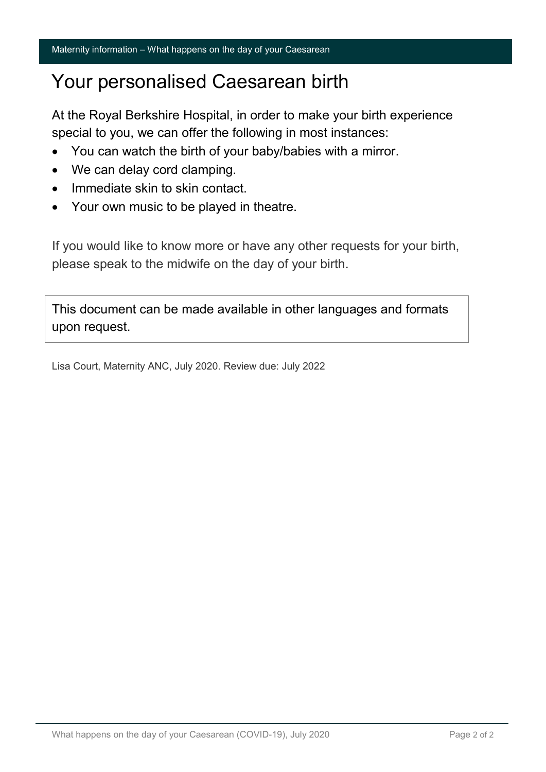# Your personalised Caesarean birth

At the Royal Berkshire Hospital, in order to make your birth experience special to you, we can offer the following in most instances:

- You can watch the birth of your baby/babies with a mirror.
- We can delay cord clamping.
- Immediate skin to skin contact.
- Your own music to be played in theatre.

If you would like to know more or have any other requests for your birth, please speak to the midwife on the day of your birth.

This document can be made available in other languages and formats upon request.

Lisa Court, Maternity ANC, July 2020. Review due: July 2022